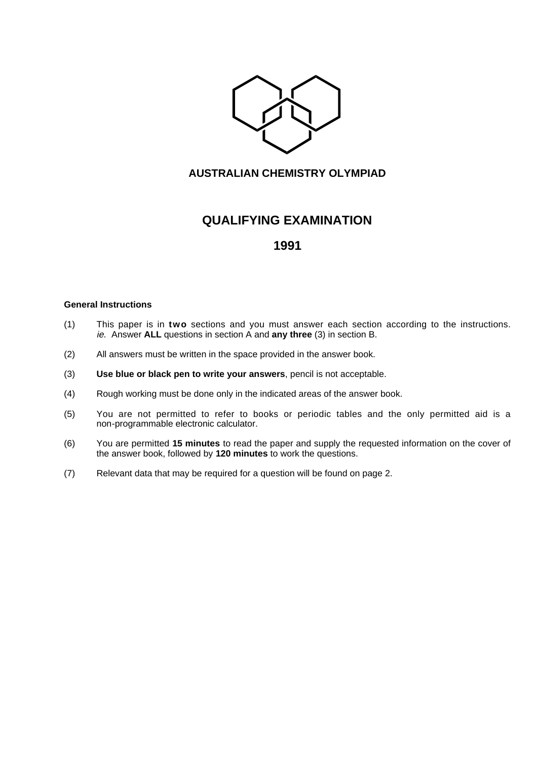# AUSTRALIAN CHEMISTRY OLYMPIAD

## QUALIFYING EXAMINATION

## 1991

**General Instructions**

(1) This paper is in **two** sections and you must answer each section according to the instructions. *ie.* Answer **ALL** questions in section A and **any three** (3) in section B.

(2) All answers must be written in the space provided in the answer book.

(3) **Use blue or black pen to write your answers**, pencil is not acceptable.

(4) Rough working must be done only in the indicated areas of the answer book.

(5) You are not permitted to refer to books or periodic tables and the only permitted aid is a non-programmable electronic calculator.

(6) You are permitted **15 minutes** to read the paper and supply the requested information on the cover of the answer book, followed by **120 minutes** to work the questions.

(7) Relevant data that may be required for a question will be found on page 2.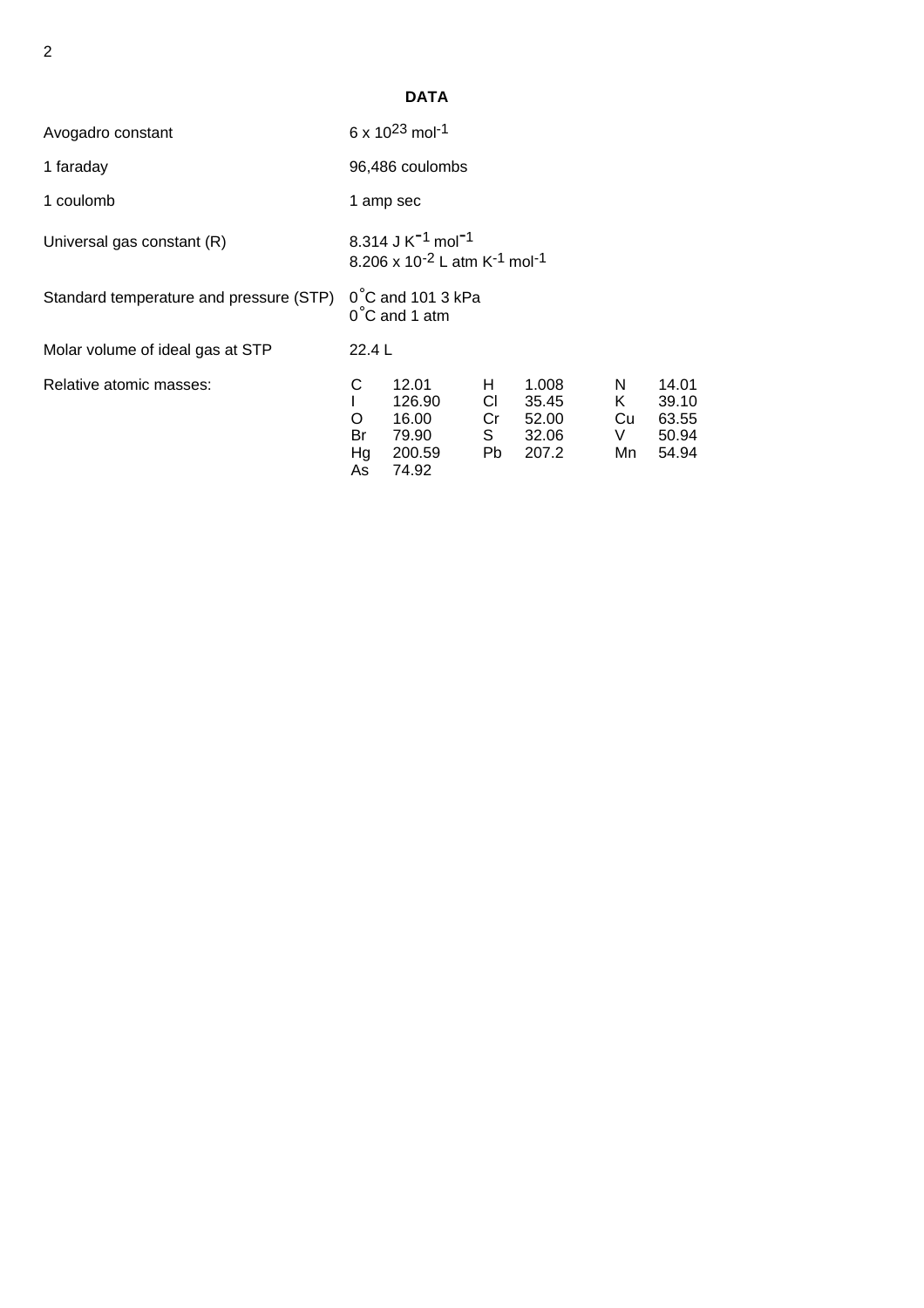## DATA

| | |
|---|---|
| Avogadro constant | $6 \times 10^{23}$ mol$^{-1}$ |
| 1 faraday | 96,486 coulombs |
| 1 coulomb | 1 amp sec |
| Universal gas constant (R) | 8.314 J K$^{-1}$ mol$^{-1}$<br>$8.206 \times 10^{-2}$ L atm K$^{-1}$ mol$^{-1}$ |
| Standard temperature and pressure (STP) | 0˚C and 101 3 kPa<br>0˚C and 1 atm |
| Molar volume of ideal gas at STP | 22.4 L |

Relative atomic masses:

| | | | | | |
|---|---|---|---|---|---|
| C | 12.01 | H | 1.008 | N | 14.01 |
| I | 126.90 | Cl | 35.45 | K | 39.10 |
| O | 16.00 | Cr | 52.00 | Cu | 63.55 |
| Br | 79.90 | S | 32.06 | V | 50.94 |
| Hg | 200.59 | Pb | 207.2 | Mn | 54.94 |
| As | 74.92 | | | | |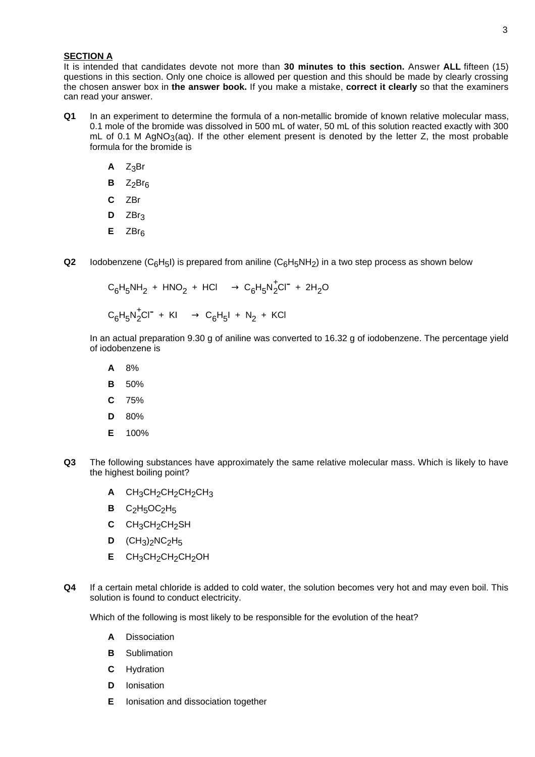## SECTION A

It is intended that candidates devote not more than **30 minutes to this section.** Answer **ALL** fifteen (15) questions in this section. Only one choice is allowed per question and this should be made by clearly crossing the chosen answer box in **the answer book.** If you make a mistake, **correct it clearly** so that the examiners can read your answer.

**Q1** In an experiment to determine the formula of a non-metallic bromide of known relative molecular mass, 0.1 mole of the bromide was dissolved in 500 mL of water, 50 mL of this solution reacted exactly with 300 mL of 0.1 M $AgNO_3$(aq). If the other element present is denoted by the letter Z, the most probable formula for the bromide is

- **A** $Z_3Br$
- **B** $Z_2Br_6$
- **C** ZBr
- **D** $ZBr_3$
- **E** $ZBr_6$

**Q2** Iodobenzene ($C_6H_5I$) is prepared from aniline ($C_6H_5NH_2$) in a two step process as shown below

$$C_6H_5NH_2 + HNO_2 + HCl \rightarrow C_6H_5N_2^+Cl^- + 2H_2O$$

$$C_6H_5N_2^+Cl^- + KI \rightarrow C_6H_5I + N_2 + KCl$$

In an actual preparation 9.30 g of aniline was converted to 16.32 g of iodobenzene. The percentage yield of iodobenzene is

- **A** 8%
- **B** 50%
- **C** 75%
- **D** 80%
- **E** 100%

**Q3** The following substances have approximately the same relative molecular mass. Which is likely to have the highest boiling point?

- **A** $CH_3CH_2CH_2CH_2CH_3$
- **B** $C_2H_5OC_2H_5$
- **C** $CH_3CH_2CH_2SH$
- **D** $(CH_3)_2NC_2H_5$
- **E** $CH_3CH_2CH_2CH_2OH$

**Q4** If a certain metal chloride is added to cold water, the solution becomes very hot and may even boil. This solution is found to conduct electricity.

Which of the following is most likely to be responsible for the evolution of the heat?

- **A** Dissociation
- **B** Sublimation
- **C** Hydration
- **D** Ionisation
- **E** Ionisation and dissociation together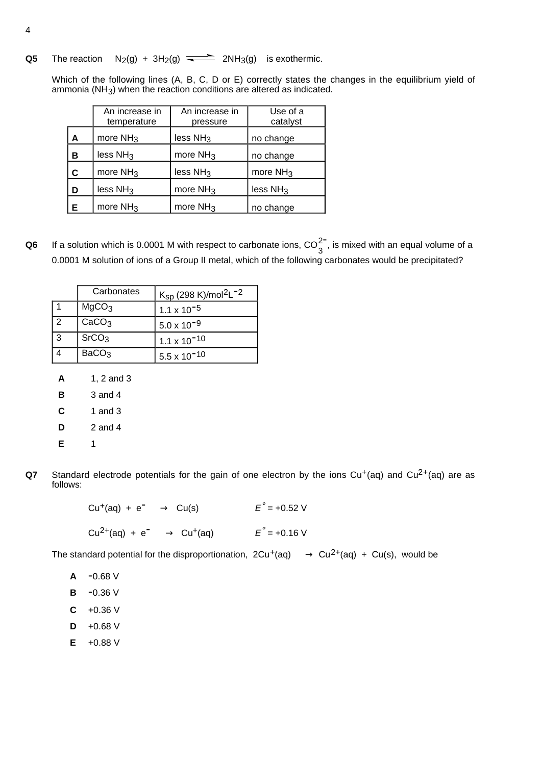**Q5** The reaction $N_2(g) + 3H_2(g) \rightleftharpoons 2NH_3(g)$ is exothermic.

Which of the following lines (A, B, C, D or E) correctly states the changes in the equilibrium yield of ammonia ($NH_3$) when the reaction conditions are altered as indicated.

| | An increase in temperature | An increase in pressure | Use of a catalyst |
|---|---|---|---|
| **A** | more $NH_3$ | less $NH_3$ | no change |
| **B** | less $NH_3$ | more $NH_3$ | no change |
| **C** | more $NH_3$ | less $NH_3$ | more $NH_3$ |
| **D** | less $NH_3$ | more $NH_3$ | less $NH_3$ |
| **E** | more $NH_3$ | more $NH_3$ | no change |

**Q6** If a solution which is 0.0001 M with respect to carbonate ions, $CO_3^{2-}$, is mixed with an equal volume of a 0.0001 M solution of ions of a Group II metal, which of the following carbonates would be precipitated?

| | Carbonates | $K_{sp}$ (298 K)/mol$^2$L$^{-2}$ |
|---|---|---|
| 1 | $MgCO_3$ | $1.1 \times 10^{-5}$ |
| 2 | $CaCO_3$ | $5.0 \times 10^{-9}$ |
| 3 | $SrCO_3$ | $1.1 \times 10^{-10}$ |
| 4 | $BaCO_3$ | $5.5 \times 10^{-10}$ |

**A** 1, 2 and 3

**B** 3 and 4

**C** 1 and 3

**D** 2 and 4

**E** 1

**Q7** Standard electrode potentials for the gain of one electron by the ions $Cu^+(aq)$ and $Cu^{2+}(aq)$ are as follows:

$Cu^+(aq) + e^- \rightarrow Cu(s)$ $\quad E^\circ = +0.52$ V

$Cu^{2+}(aq) + e^- \rightarrow Cu^+(aq)$ $\quad E^\circ = +0.16$ V

The standard potential for the disproportionation, $2Cu^+(aq) \rightarrow Cu^{2+}(aq) + Cu(s)$, would be

**A** $-0.68$ V

**B** $-0.36$ V

**C** $+0.36$ V

**D** $+0.68$ V

**E** $+0.88$ V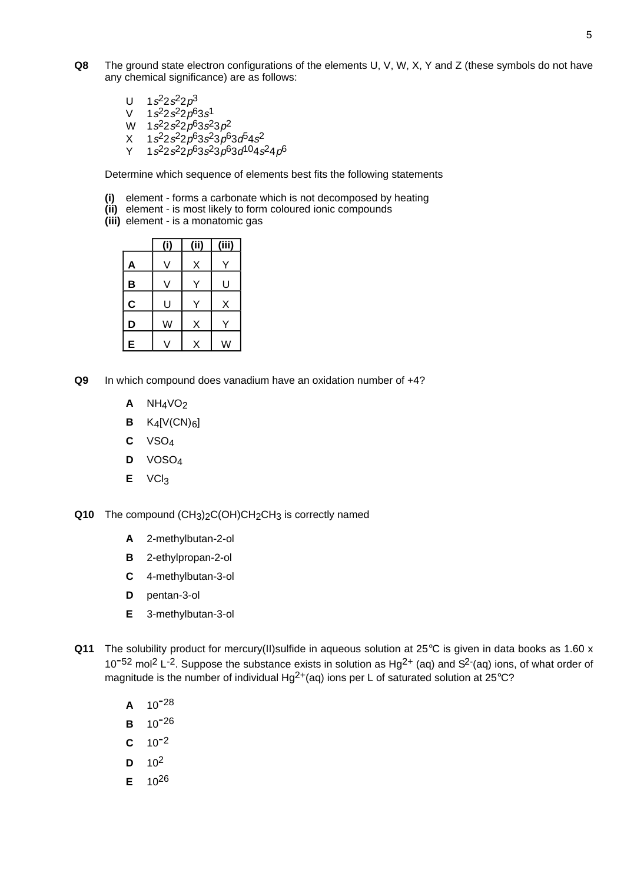**Q8** The ground state electron configurations of the elements U, V, W, X, Y and Z (these symbols do not have any chemical significance) are as follows:

U $1s^2 2s^2 2p^3$
V $1s^2 2s^2 2p^6 3s^1$
W $1s^2 2s^2 2p^6 3s^2 3p^2$
X $1s^2 2s^2 2p^6 3s^2 3p^6 3d^5 4s^2$
Y $1s^2 2s^2 2p^6 3s^2 3p^6 3d^{10} 4s^2 4p^6$

Determine which sequence of elements best fits the following statements

**(i)** element - forms a carbonate which is not decomposed by heating
**(ii)** element - is most likely to form coloured ionic compounds
**(iii)** element - is a monatomic gas

| | (i) | (ii) | (iii) |
|---|---|---|---|
| **A** | V | X | Y |
| **B** | V | Y | U |
| **C** | U | Y | X |
| **D** | W | X | Y |
| **E** | V | X | W |

**Q9** In which compound does vanadium have an oxidation number of +4?

**A** $NH_4VO_2$

**B** $K_4[V(CN)_6]$

**C** $VSO_4$

**D** $VOSO_4$

**E** $VCl_3$

**Q10** The compound $(CH_3)_2C(OH)CH_2CH_3$ is correctly named

**A** 2-methylbutan-2-ol

**B** 2-ethylpropan-2-ol

**C** 4-methylbutan-3-ol

**D** pentan-3-ol

**E** 3-methylbutan-3-ol

**Q11** The solubility product for mercury(II)sulfide in aqueous solution at 25°C is given in data books as 1.60 x $10^{-52}$ $mol^2\ L^{-2}$. Suppose the substance exists in solution as $Hg^{2+}$ (aq) and $S^{2-}$(aq) ions, of what order of magnitude is the number of individual $Hg^{2+}$(aq) ions per L of saturated solution at 25°C?

**A** $10^{-28}$

**B** $10^{-26}$

**C** $10^{-2}$

**D** $10^{2}$

**E** $10^{26}$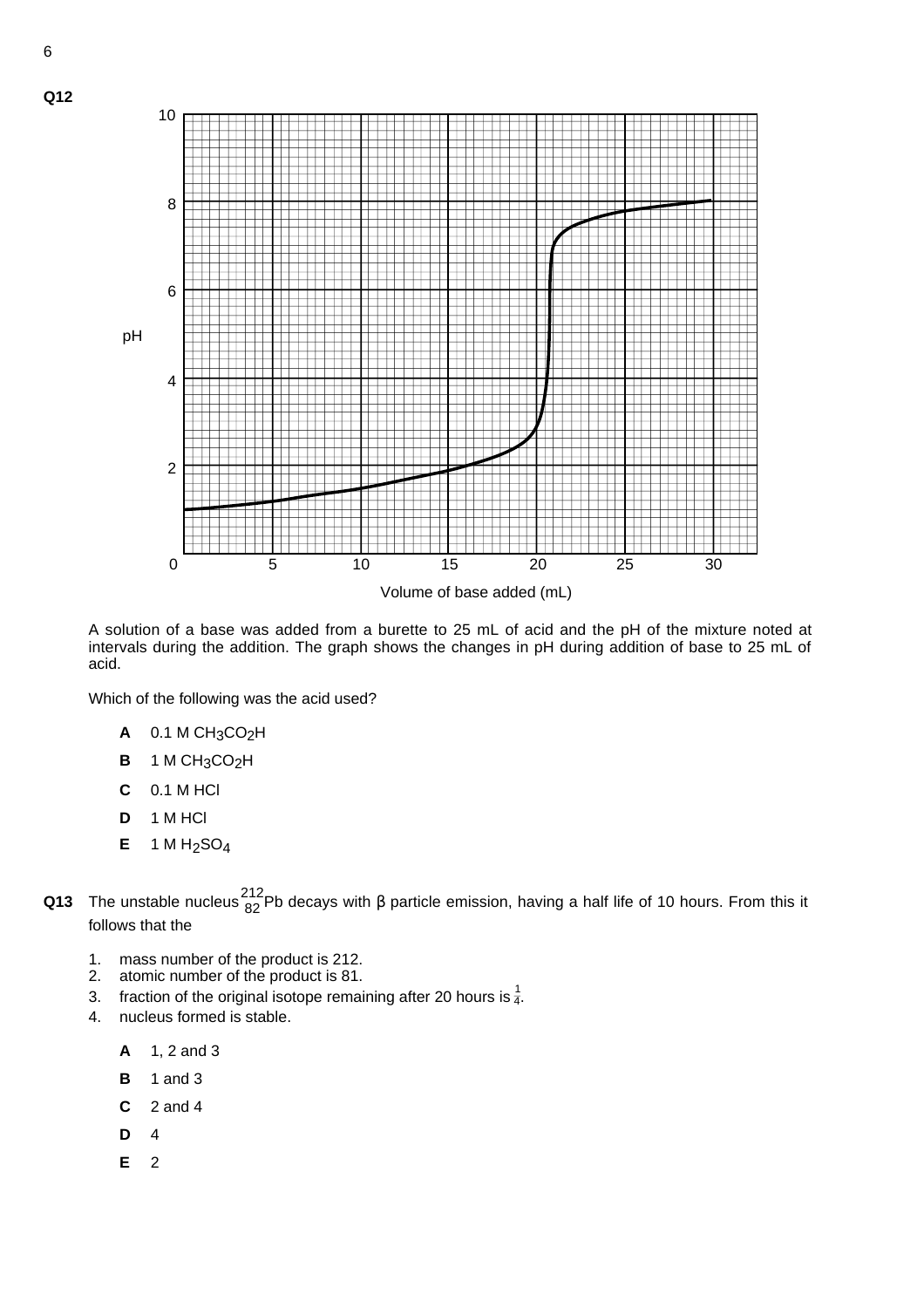**Q12**

A solution of a base was added from a burette to 25 mL of acid and the pH of the mixture noted at intervals during the addition. The graph shows the changes in pH during addition of base to 25 mL of acid.

Which of the following was the acid used?

- **A** 0.1 M $CH_3CO_2H$
- **B** 1 M $CH_3CO_2H$
- **C** 0.1 M HCl
- **D** 1 M HCl
- **E** 1 M $H_2SO_4$

**Q13** The unstable nucleus $^{212}_{82}Pb$ decays with β particle emission, having a half life of 10 hours. From this it follows that the

1. mass number of the product is 212.
2. atomic number of the product is 81.
3. fraction of the original isotope remaining after 20 hours is $\frac{1}{4}$.
4. nucleus formed is stable.

- **A** 1, 2 and 3
- **B** 1 and 3
- **C** 2 and 4
- **D** 4
- **E** 2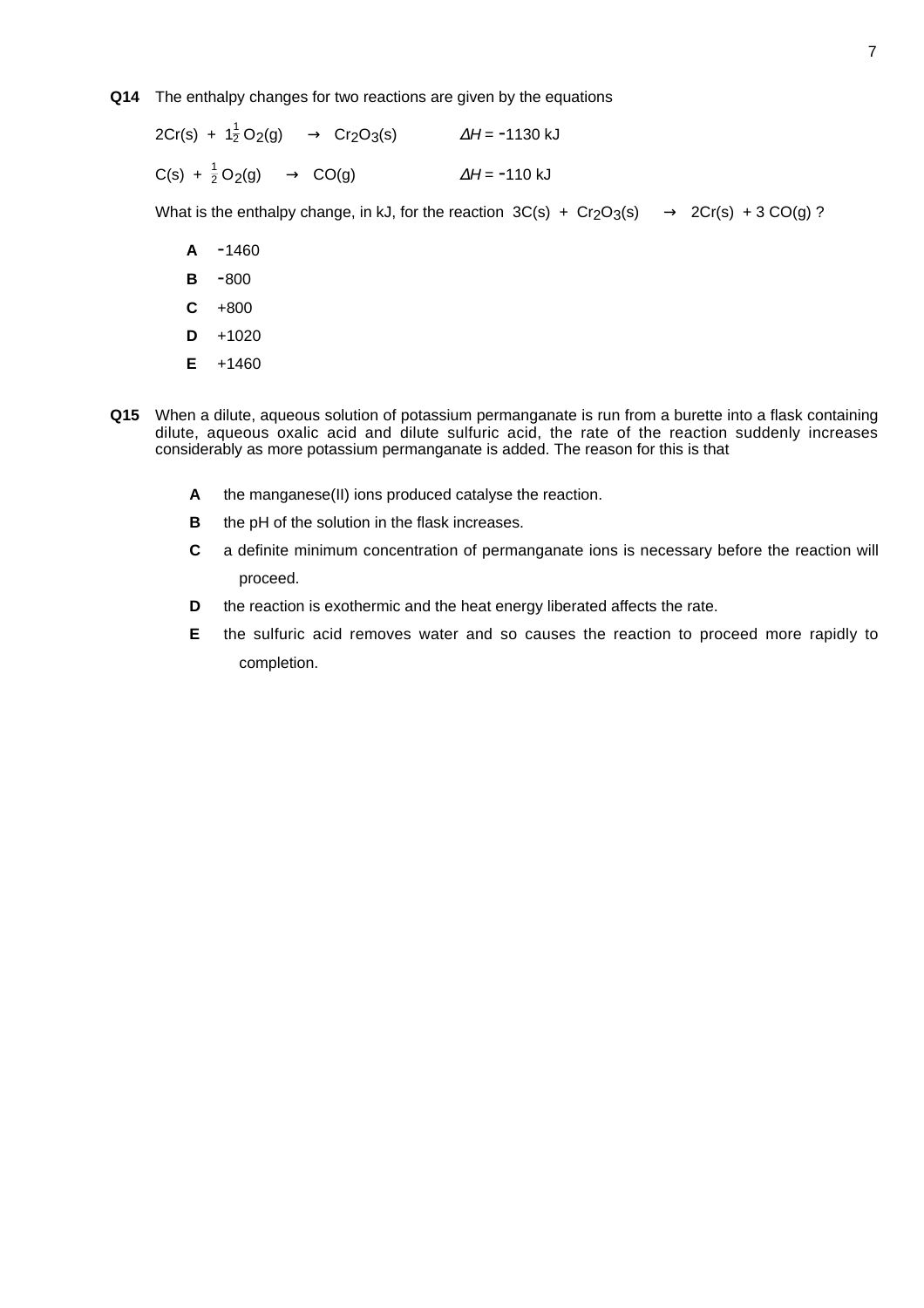**Q14** The enthalpy changes for two reactions are given by the equations

$$2Cr(s) + 1\tfrac{1}{2}O_2(g) \rightarrow Cr_2O_3(s) \qquad \Delta H = -1130 \text{ kJ}$$

$$C(s) + \tfrac{1}{2}O_2(g) \rightarrow CO(g) \qquad \Delta H = -110 \text{ kJ}$$

What is the enthalpy change, in kJ, for the reaction $3C(s) + Cr_2O_3(s) \rightarrow 2Cr(s) + 3CO(g)$ ?

- **A** −1460
- **B** −800
- **C** +800
- **D** +1020
- **E** +1460

**Q15** When a dilute, aqueous solution of potassium permanganate is run from a burette into a flask containing dilute, aqueous oxalic acid and dilute sulfuric acid, the rate of the reaction suddenly increases considerably as more potassium permanganate is added. The reason for this is that

- **A** the manganese(II) ions produced catalyse the reaction.
- **B** the pH of the solution in the flask increases.
- **C** a definite minimum concentration of permanganate ions is necessary before the reaction will proceed.
- **D** the reaction is exothermic and the heat energy liberated affects the rate.
- **E** the sulfuric acid removes water and so causes the reaction to proceed more rapidly to completion.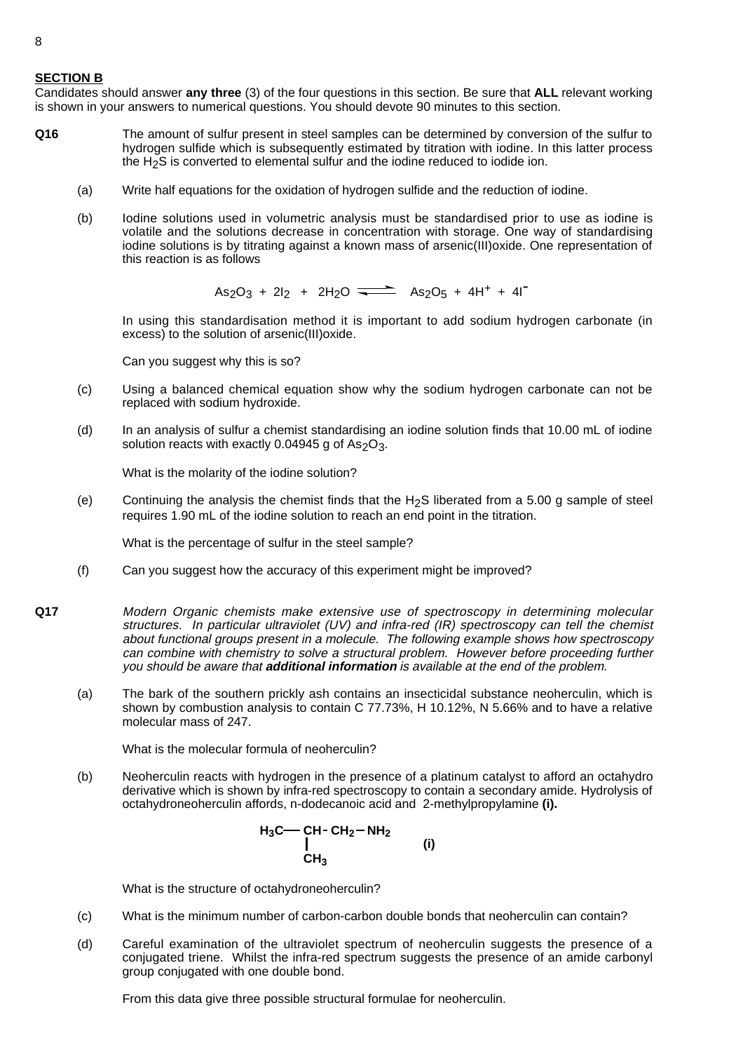## SECTION B

Candidates should answer **any three** (3) of the four questions in this section. Be sure that **ALL** relevant working is shown in your answers to numerical questions. You should devote 90 minutes to this section.

**Q16** The amount of sulfur present in steel samples can be determined by conversion of the sulfur to hydrogen sulfide which is subsequently estimated by titration with iodine. In this latter process the $H_2S$ is converted to elemental sulfur and the iodine reduced to iodide ion.

(a) Write half equations for the oxidation of hydrogen sulfide and the reduction of iodine.

(b) Iodine solutions used in volumetric analysis must be standardised prior to use as iodine is volatile and the solutions decrease in concentration with storage. One way of standardising iodine solutions is by titrating against a known mass of arsenic(III)oxide. One representation of this reaction is as follows

$$As_2O_3 + 2I_2 + 2H_2O \rightleftharpoons As_2O_5 + 4H^+ + 4I^-$$

In using this standardisation method it is important to add sodium hydrogen carbonate (in excess) to the solution of arsenic(III)oxide.

Can you suggest why this is so?

(c) Using a balanced chemical equation show why the sodium hydrogen carbonate can not be replaced with sodium hydroxide.

(d) In an analysis of sulfur a chemist standardising an iodine solution finds that 10.00 mL of iodine solution reacts with exactly 0.04945 g of $As_2O_3$.

What is the molarity of the iodine solution?

(e) Continuing the analysis the chemist finds that the $H_2S$ liberated from a 5.00 g sample of steel requires 1.90 mL of the iodine solution to reach an end point in the titration.

What is the percentage of sulfur in the steel sample?

(f) Can you suggest how the accuracy of this experiment might be improved?

**Q17** *Modern Organic chemists make extensive use of spectroscopy in determining molecular structures. In particular ultraviolet (UV) and infra-red (IR) spectroscopy can tell the chemist about functional groups present in a molecule. The following example shows how spectroscopy can combine with chemistry to solve a structural problem. However before proceeding further you should be aware that* ***additional information*** *is available at the end of the problem.*

(a) The bark of the southern prickly ash contains an insecticidal substance neoherculin, which is shown by combustion analysis to contain C 77.73%, H 10.12%, N 5.66% and to have a relative molecular mass of 247.

What is the molecular formula of neoherculin?

(b) Neoherculin reacts with hydrogen in the presence of a platinum catalyst to afford an octahydro derivative which is shown by infra-red spectroscopy to contain a secondary amide. Hydrolysis of octahydroneoherculin affords, n-dodecanoic acid and 2-methylpropylamine **(i).**

$$H_3C-\underset{\displaystyle CH_3}{\underset{|}{CH}}-CH_2-NH_2 \qquad \textbf{(i)}$$

What is the structure of octahydroneoherculin?

(c) What is the minimum number of carbon-carbon double bonds that neoherculin can contain?

(d) Careful examination of the ultraviolet spectrum of neoherculin suggests the presence of a conjugated triene. Whilst the infra-red spectrum suggests the presence of an amide carbonyl group conjugated with one double bond.

From this data give three possible structural formulae for neoherculin.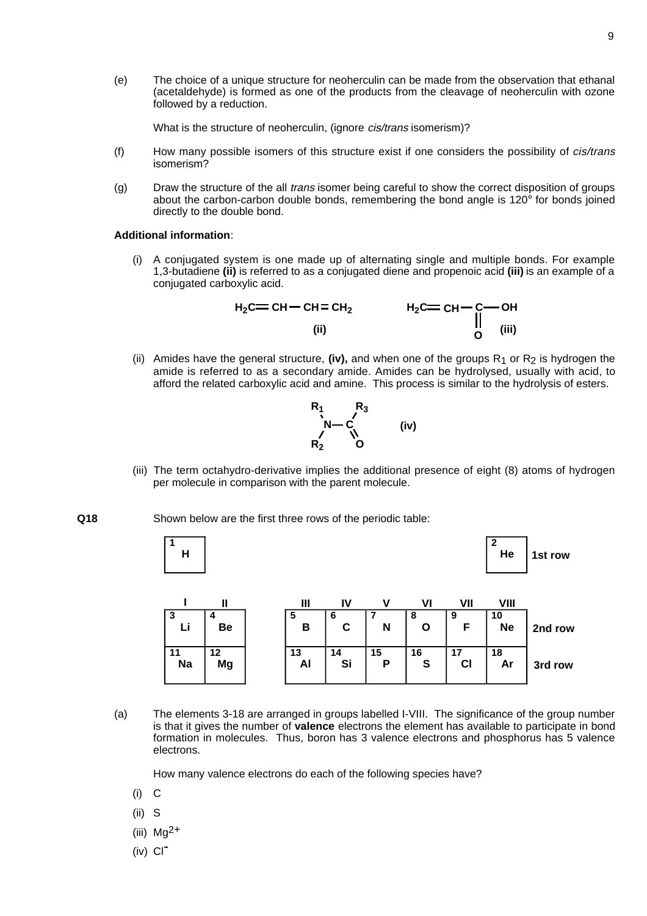(e) The choice of a unique structure for neoherculin can be made from the observation that ethanal (acetaldehyde) is formed as one of the products from the cleavage of neoherculin with ozone followed by a reduction.

What is the structure of neoherculin, (ignore *cis/trans* isomerism)?

(f) How many possible isomers of this structure exist if one considers the possibility of *cis/trans* isomerism?

(g) Draw the structure of the all *trans* isomer being careful to show the correct disposition of groups about the carbon-carbon double bonds, remembering the bond angle is 120° for bonds joined directly to the double bond.

**Additional information**:

(i) A conjugated system is one made up of alternating single and multiple bonds. For example 1,3-butadiene **(ii)** is referred to as a conjugated diene and propenoic acid **(iii)** is an example of a conjugated carboxylic acid.

$$H_2C{=}CH{-}CH{=}CH_2 \quad \textbf{(ii)} \qquad\qquad H_2C{=}CH{-}C({=}O){-}OH \quad \textbf{(iii)}$$

(ii) Amides have the general structure, **(iv),** and when one of the groups $R_1$ or $R_2$ is hydrogen the amide is referred to as a secondary amide. Amides can be hydrolysed, usually with acid, to afford the related carboxylic acid and amine. This process is similar to the hydrolysis of esters.

$$R_1R_2N{-}C({=}O){-}R_3 \quad \textbf{(iv)}$$

(iii) The term octahydro-derivative implies the additional presence of eight (8) atoms of hydrogen per molecule in comparison with the parent molecule.

**Q18** Shown below are the first three rows of the periodic table:

| | I | II | III | IV | V | VI | VII | VIII | |
|---|---|---|---|---|---|---|---|---|---|
| | 1 H | | | | | | | 2 He | 1st row |
| | 3 Li | 4 Be | 5 B | 6 C | 7 N | 8 O | 9 F | 10 Ne | 2nd row |
| | 11 Na | 12 Mg | 13 Al | 14 Si | 15 P | 16 S | 17 Cl | 18 Ar | 3rd row |

(a) The elements 3-18 are arranged in groups labelled I-VIII. The significance of the group number is that it gives the number of **valence** electrons the element has available to participate in bond formation in molecules. Thus, boron has 3 valence electrons and phosphorus has 5 valence electrons.

How many valence electrons do each of the following species have?

(i) C

(ii) S

(iii) $Mg^{2+}$

(iv) $Cl^{-}$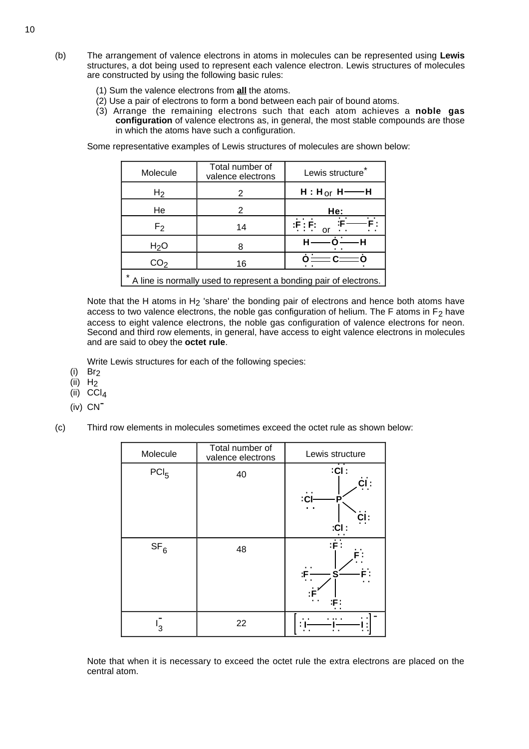(b) The arrangement of valence electrons in atoms in molecules can be represented using **Lewis** structures, a dot being used to represent each valence electron. Lewis structures of molecules are constructed by using the following basic rules:

(1) Sum the valence electrons from **all** the atoms.
(2) Use a pair of electrons to form a bond between each pair of bound atoms.
(3) Arrange the remaining electrons such that each atom achieves a **noble gas configuration** of valence electrons as, in general, the most stable compounds are those in which the atoms have such a configuration.

Some representative examples of Lewis structures of molecules are shown below:

| Molecule | Total number of valence electrons | Lewis structure* |
|---|---|---|
| $H_2$ | 2 | H : H or H——H |
| He | 2 | He: |
| $F_2$ | 14 | :F̤̈ : F̤̈: or :F̤̈——F̤̈: |
| $H_2O$ | 8 | H——Ö̤——H |
| $CO_2$ | 16 | Ö̤══C══Ö̤ |

* A line is normally used to represent a bonding pair of electrons.

Note that the H atoms in $H_2$ 'share' the bonding pair of electrons and hence both atoms have access to two valence electrons, the noble gas configuration of helium. The F atoms in $F_2$ have access to eight valence electrons, the noble gas configuration of valence electrons for neon. Second and third row elements, in general, have access to eight valence electrons in molecules and are said to obey the **octet rule**.

Write Lewis structures for each of the following species:

(i) $Br_2$
(ii) $H_2$
(ii) $CCl_4$
(iv) $CN^-$

(c) Third row elements in molecules sometimes exceed the octet rule as shown below:

| Molecule | Total number of valence electrons | Lewis structure |
|---|---|---|
| $PCl_5$ | 40 | P bonded to five :C̤̈l: atoms |
| $SF_6$ | 48 | S bonded to six :F̤̈: atoms |
| $I_3^-$ | 22 | [ :Ï̤——Ï̤̈——Ï̤: ]$^-$ |

Note that when it is necessary to exceed the octet rule the extra electrons are placed on the central atom.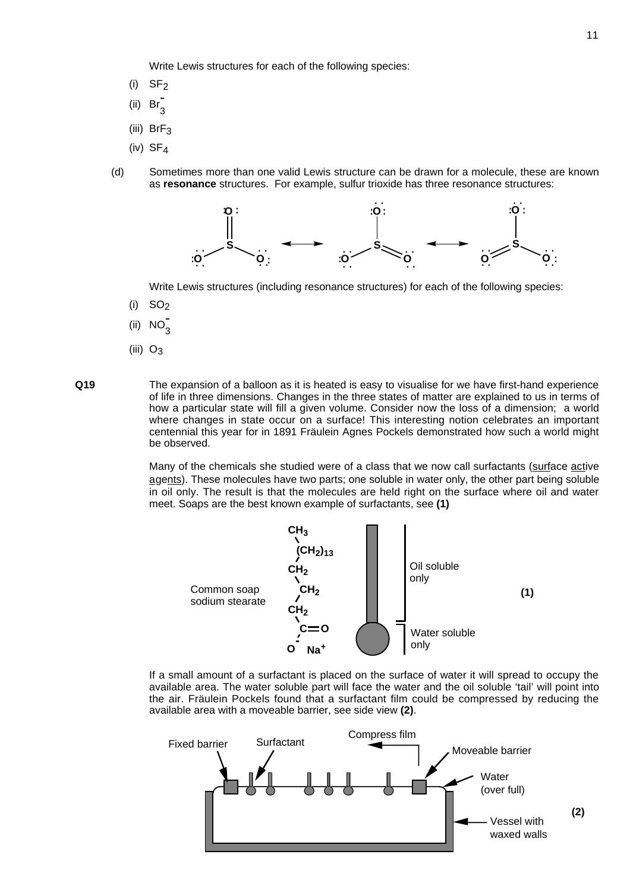Write Lewis structures for each of the following species:

(i) $SF_2$

(ii) $Br_3^-$

(iii) $BrF_3$

(iv) $SF_4$

(d) Sometimes more than one valid Lewis structure can be drawn for a molecule, these are known as **resonance** structures. For example, sulfur trioxide has three resonance structures:

Write Lewis structures (including resonance structures) for each of the following species:

(i) $SO_2$

(ii) $NO_3^-$

(iii) $O_3$

**Q19** The expansion of a balloon as it is heated is easy to visualise for we have first-hand experience of life in three dimensions. Changes in the three states of matter are explained to us in terms of how a particular state will fill a given volume. Consider now the loss of a dimension; a world where changes in state occur on a surface! This interesting notion celebrates an important centennial this year for in 1891 Fräulein Agnes Pockels demonstrated how such a world might be observed.

Many of the chemicals she studied were of a class that we now call surfactants (surface active agents). These molecules have two parts; one soluble in water only, the other part being soluble in oil only. The result is that the molecules are held right on the surface where oil and water meet. Soaps are the best known example of surfactants, see **(1)**

Common soap sodium stearate: $CH_3(CH_2)_{13}CH_2CH_2CH_2C(=O)O^- \, Na^+$ — Oil soluble only (hydrocarbon tail); Water soluble only (head) **(1)**

If a small amount of a surfactant is placed on the surface of water it will spread to occupy the available area. The water soluble part will face the water and the oil soluble 'tail' will point into the air. Fräulein Pockels found that a surfactant film could be compressed by reducing the available area with a moveable barrier, see side view **(2)**.

Labels: Fixed barrier; Surfactant; Compress film; Moveable barrier; Water (over full); Vessel with waxed walls **(2)**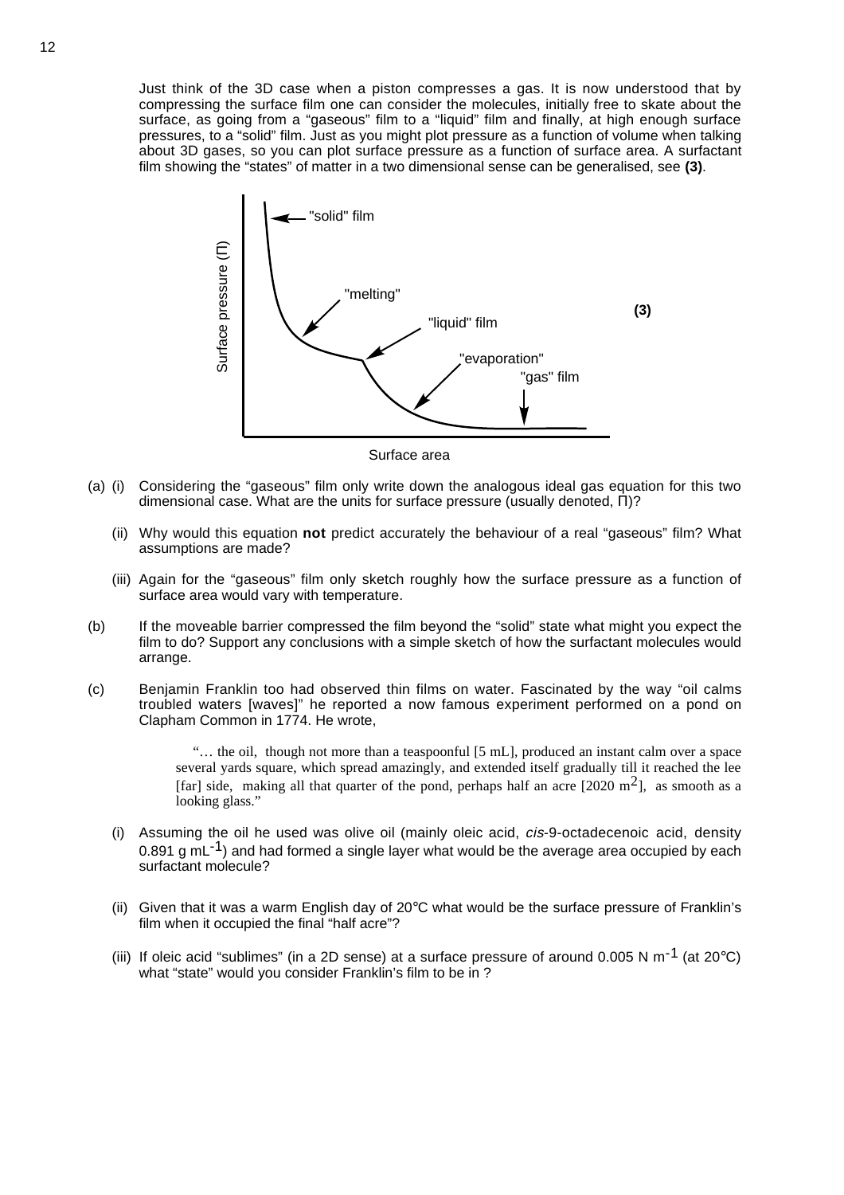Just think of the 3D case when a piston compresses a gas. It is now understood that by compressing the surface film one can consider the molecules, initially free to skate about the surface, as going from a "gaseous" film to a "liquid" film and finally, at high enough surface pressures, to a "solid" film. Just as you might plot pressure as a function of volume when talking about 3D gases, so you can plot surface pressure as a function of surface area. A surfactant film showing the "states" of matter in a two dimensional sense can be generalised, see **(3)**.

"solid" film

"melting"

"liquid" film

"evaporation"

"gas" film

Surface pressure (Π)

Surface area

**(3)**

(a) (i) Considering the "gaseous" film only write down the analogous ideal gas equation for this two dimensional case. What are the units for surface pressure (usually denoted, Π)?

(ii) Why would this equation **not** predict accurately the behaviour of a real "gaseous" film? What assumptions are made?

(iii) Again for the "gaseous" film only sketch roughly how the surface pressure as a function of surface area would vary with temperature.

(b) If the moveable barrier compressed the film beyond the "solid" state what might you expect the film to do? Support any conclusions with a simple sketch of how the surfactant molecules would arrange.

(c) Benjamin Franklin too had observed thin films on water. Fascinated by the way "oil calms troubled waters [waves]" he reported a now famous experiment performed on a pond on Clapham Common in 1774. He wrote,

> "… the oil, though not more than a teaspoonful [5 mL], produced an instant calm over a space several yards square, which spread amazingly, and extended itself gradually till it reached the lee [far] side, making all that quarter of the pond, perhaps half an acre [2020 $m^2$], as smooth as a looking glass."

(i) Assuming the oil he used was olive oil (mainly oleic acid, *cis*-9-octadecenoic acid, density 0.891 g $mL^{-1}$) and had formed a single layer what would be the average area occupied by each surfactant molecule?

(ii) Given that it was a warm English day of 20°C what would be the surface pressure of Franklin's film when it occupied the final "half acre"?

(iii) If oleic acid "sublimes" (in a 2D sense) at a surface pressure of around 0.005 N $m^{-1}$ (at 20°C) what "state" would you consider Franklin's film to be in ?